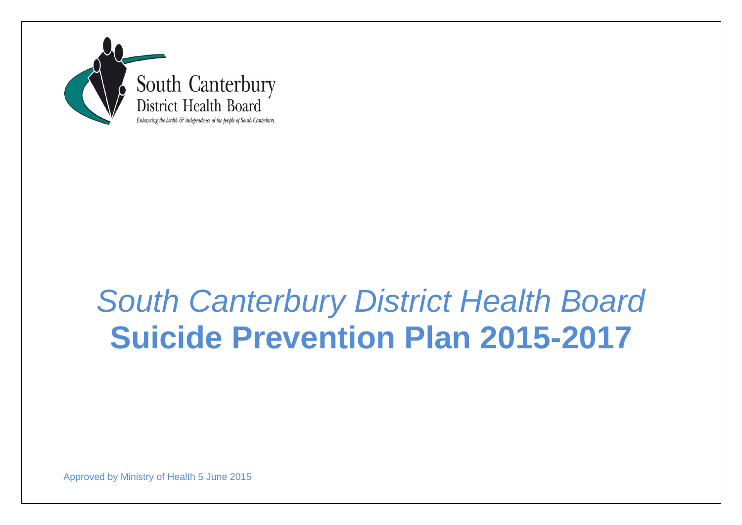South Canterbury
District Health Board
*Enhancing the health & independence of the people of South Canterbury.*

# *South Canterbury District Health Board* **Suicide Prevention Plan 2015-2017**

Approved by Ministry of Health 5 June 2015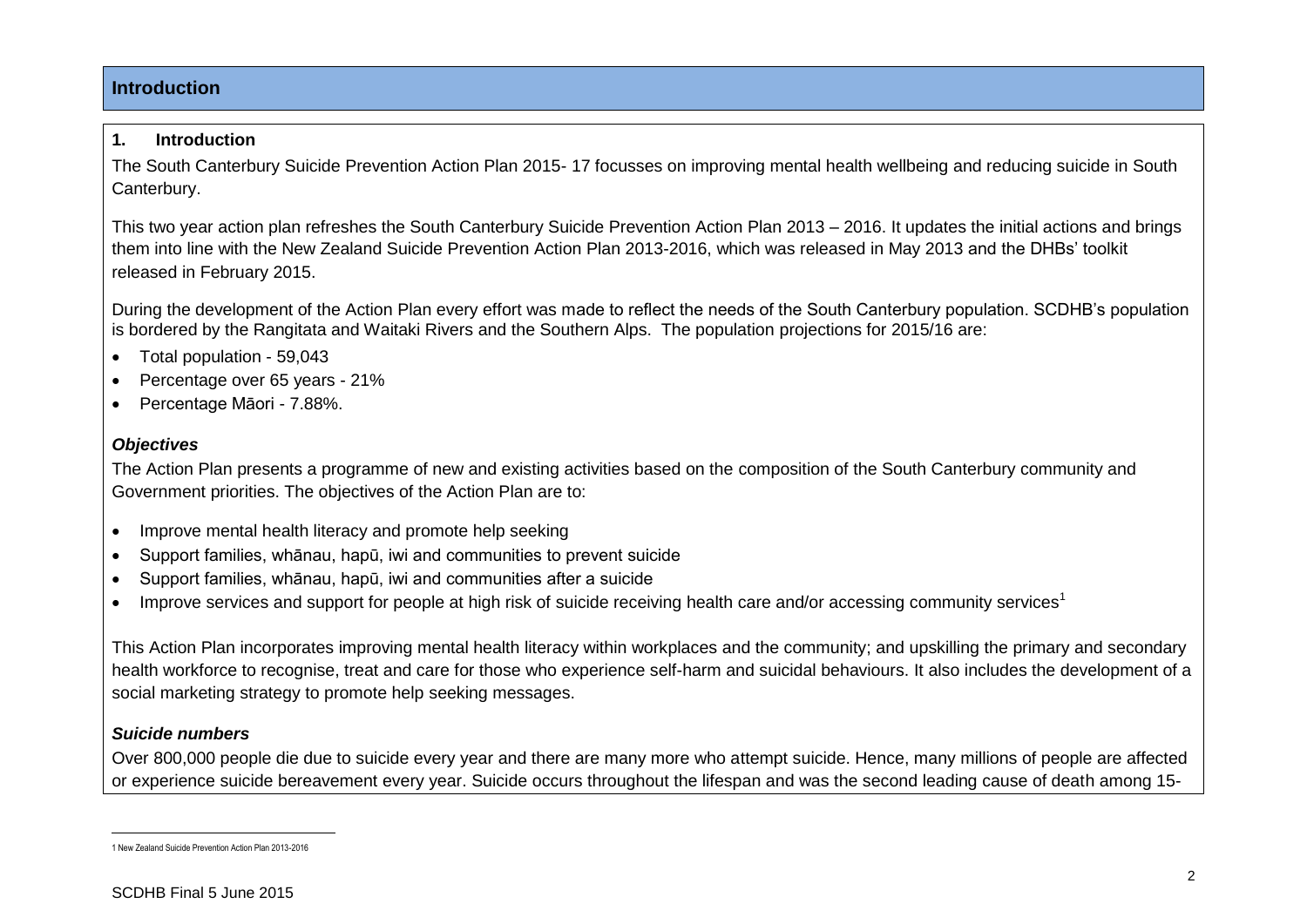## Introduction

### 1. Introduction

The South Canterbury Suicide Prevention Action Plan 2015- 17 focusses on improving mental health wellbeing and reducing suicide in South Canterbury.

This two year action plan refreshes the South Canterbury Suicide Prevention Action Plan 2013 – 2016. It updates the initial actions and brings them into line with the New Zealand Suicide Prevention Action Plan 2013-2016, which was released in May 2013 and the DHBs' toolkit released in February 2015.

During the development of the Action Plan every effort was made to reflect the needs of the South Canterbury population. SCDHB's population is bordered by the Rangitata and Waitaki Rivers and the Southern Alps. The population projections for 2015/16 are:

- Total population - 59,043
- Percentage over 65 years - 21%
- Percentage Māori - 7.88%.

#### *Objectives*

The Action Plan presents a programme of new and existing activities based on the composition of the South Canterbury community and Government priorities. The objectives of the Action Plan are to:

- Improve mental health literacy and promote help seeking
- Support families, whānau, hapū, iwi and communities to prevent suicide
- Support families, whānau, hapū, iwi and communities after a suicide
- Improve services and support for people at high risk of suicide receiving health care and/or accessing community services[1]

This Action Plan incorporates improving mental health literacy within workplaces and the community; and upskilling the primary and secondary health workforce to recognise, treat and care for those who experience self-harm and suicidal behaviours. It also includes the development of a social marketing strategy to promote help seeking messages.

#### *Suicide numbers*

Over 800,000 people die due to suicide every year and there are many more who attempt suicide. Hence, many millions of people are affected or experience suicide bereavement every year. Suicide occurs throughout the lifespan and was the second leading cause of death among 15-

[1] New Zealand Suicide Prevention Action Plan 2013-2016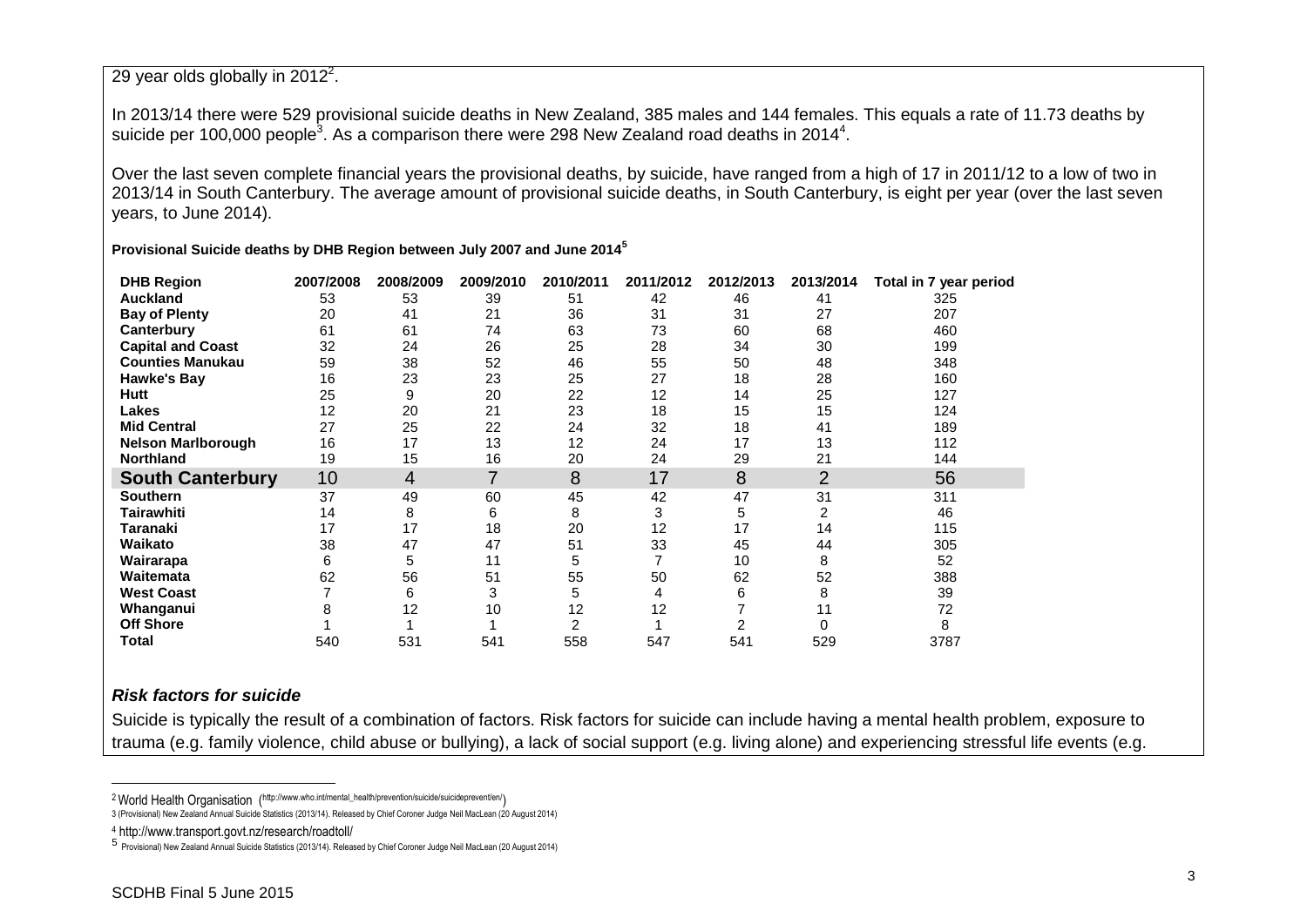29 year olds globally in 2012[2].

In 2013/14 there were 529 provisional suicide deaths in New Zealand, 385 males and 144 females. This equals a rate of 11.73 deaths by suicide per 100,000 people[3]. As a comparison there were 298 New Zealand road deaths in 2014[4].

Over the last seven complete financial years the provisional deaths, by suicide, have ranged from a high of 17 in 2011/12 to a low of two in 2013/14 in South Canterbury. The average amount of provisional suicide deaths, in South Canterbury, is eight per year (over the last seven years, to June 2014).

**Provisional Suicide deaths by DHB Region between July 2007 and June 2014[5]**

| DHB Region | 2007/2008 | 2008/2009 | 2009/2010 | 2010/2011 | 2011/2012 | 2012/2013 | 2013/2014 | Total in 7 year period |
|---|---|---|---|---|---|---|---|---|
| **Auckland** | 53 | 53 | 39 | 51 | 42 | 46 | 41 | 325 |
| **Bay of Plenty** | 20 | 41 | 21 | 36 | 31 | 31 | 27 | 207 |
| **Canterbury** | 61 | 61 | 74 | 63 | 73 | 60 | 68 | 460 |
| **Capital and Coast** | 32 | 24 | 26 | 25 | 28 | 34 | 30 | 199 |
| **Counties Manukau** | 59 | 38 | 52 | 46 | 55 | 50 | 48 | 348 |
| **Hawke's Bay** | 16 | 23 | 23 | 25 | 27 | 18 | 28 | 160 |
| **Hutt** | 25 | 9 | 20 | 22 | 12 | 14 | 25 | 127 |
| **Lakes** | 12 | 20 | 21 | 23 | 18 | 15 | 15 | 124 |
| **Mid Central** | 27 | 25 | 22 | 24 | 32 | 18 | 41 | 189 |
| **Nelson Marlborough** | 16 | 17 | 13 | 12 | 24 | 17 | 13 | 112 |
| **Northland** | 19 | 15 | 16 | 20 | 24 | 29 | 21 | 144 |
| **South Canterbury** | 10 | 4 | 7 | 8 | 17 | 8 | 2 | 56 |
| **Southern** | 37 | 49 | 60 | 45 | 42 | 47 | 31 | 311 |
| **Tairawhiti** | 14 | 8 | 6 | 8 | 3 | 5 | 2 | 46 |
| **Taranaki** | 17 | 17 | 18 | 20 | 12 | 17 | 14 | 115 |
| **Waikato** | 38 | 47 | 47 | 51 | 33 | 45 | 44 | 305 |
| **Wairarapa** | 6 | 5 | 11 | 5 | 7 | 10 | 8 | 52 |
| **Waitemata** | 62 | 56 | 51 | 55 | 50 | 62 | 52 | 388 |
| **West Coast** | 7 | 6 | 3 | 5 | 4 | 6 | 8 | 39 |
| **Whanganui** | 8 | 12 | 10 | 12 | 12 | 7 | 11 | 72 |
| **Off Shore** | 1 | 1 | 1 | 2 | 1 | 2 | 0 | 8 |
| **Total** | 540 | 531 | 541 | 558 | 547 | 541 | 529 | 3787 |

### *Risk factors for suicide*

Suicide is typically the result of a combination of factors. Risk factors for suicide can include having a mental health problem, exposure to trauma (e.g. family violence, child abuse or bullying), a lack of social support (e.g. living alone) and experiencing stressful life events (e.g.

---

[2] World Health Organisation (http://www.who.int/mental_health/prevention/suicide/suicideprevent/en/)

[3] (Provisional) New Zealand Annual Suicide Statistics (2013/14). Released by Chief Coroner Judge Neil MacLean (20 August 2014)

[4] http://www.transport.govt.nz/research/roadtoll/

[5] Provisional) New Zealand Annual Suicide Statistics (2013/14). Released by Chief Coroner Judge Neil MacLean (20 August 2014)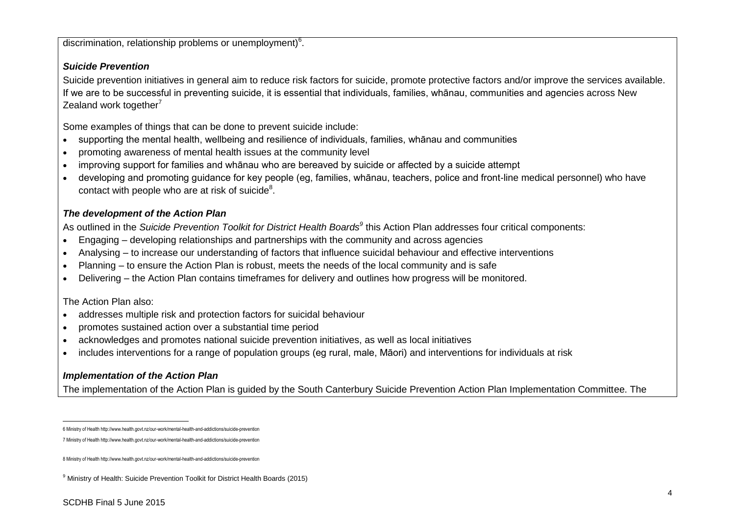discrimination, relationship problems or unemployment)[6].

***Suicide Prevention***

Suicide prevention initiatives in general aim to reduce risk factors for suicide, promote protective factors and/or improve the services available. If we are to be successful in preventing suicide, it is essential that individuals, families, whānau, communities and agencies across New Zealand work together[7]

Some examples of things that can be done to prevent suicide include:

- supporting the mental health, wellbeing and resilience of individuals, families, whānau and communities
- promoting awareness of mental health issues at the community level
- improving support for families and whānau who are bereaved by suicide or affected by a suicide attempt
- developing and promoting guidance for key people (eg, families, whānau, teachers, police and front-line medical personnel) who have contact with people who are at risk of suicide[8].

***The development of the Action Plan***

As outlined in the *Suicide Prevention Toolkit for District Health Boards*[9] this Action Plan addresses four critical components:

- Engaging – developing relationships and partnerships with the community and across agencies
- Analysing – to increase our understanding of factors that influence suicidal behaviour and effective interventions
- Planning – to ensure the Action Plan is robust, meets the needs of the local community and is safe
- Delivering – the Action Plan contains timeframes for delivery and outlines how progress will be monitored.

The Action Plan also:

- addresses multiple risk and protection factors for suicidal behaviour
- promotes sustained action over a substantial time period
- acknowledges and promotes national suicide prevention initiatives, as well as local initiatives
- includes interventions for a range of population groups (eg rural, male, Māori) and interventions for individuals at risk

***Implementation of the Action Plan***

The implementation of the Action Plan is guided by the South Canterbury Suicide Prevention Action Plan Implementation Committee. The

---

6 Ministry of Health http://www.health.govt.nz/our-work/mental-health-and-addictions/suicide-prevention

7 Ministry of Health http://www.health.govt.nz/our-work/mental-health-and-addictions/suicide-prevention

8 Ministry of Health http://www.health.govt.nz/our-work/mental-health-and-addictions/suicide-prevention

9 Ministry of Health: Suicide Prevention Toolkit for District Health Boards (2015)

SCDHB Final 5 June 2015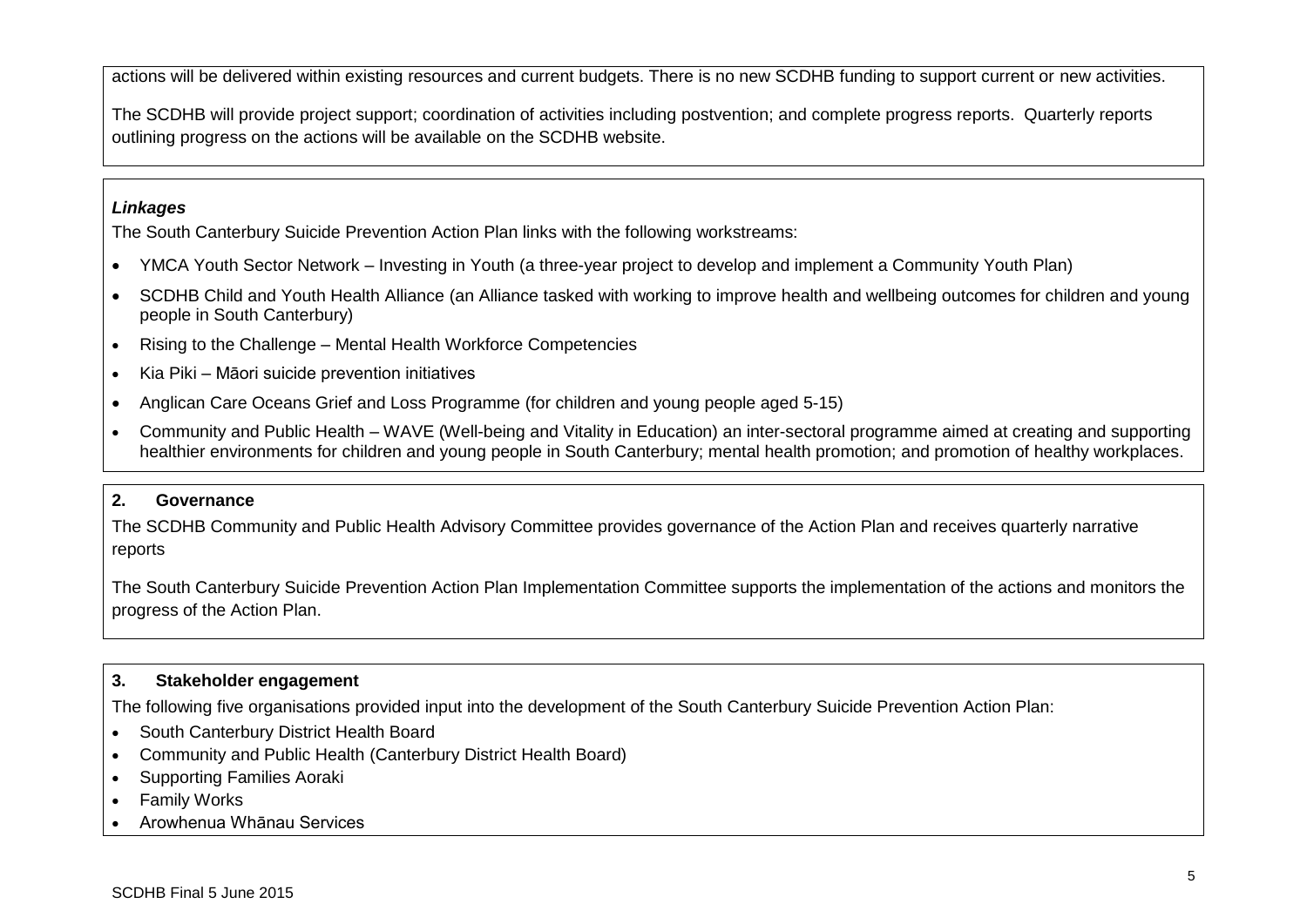actions will be delivered within existing resources and current budgets. There is no new SCDHB funding to support current or new activities.

The SCDHB will provide project support; coordination of activities including postvention; and complete progress reports. Quarterly reports outlining progress on the actions will be available on the SCDHB website.

***Linkages***

The South Canterbury Suicide Prevention Action Plan links with the following workstreams:

- YMCA Youth Sector Network – Investing in Youth (a three-year project to develop and implement a Community Youth Plan)
- SCDHB Child and Youth Health Alliance (an Alliance tasked with working to improve health and wellbeing outcomes for children and young people in South Canterbury)
- Rising to the Challenge – Mental Health Workforce Competencies
- Kia Piki – Māori suicide prevention initiatives
- Anglican Care Oceans Grief and Loss Programme (for children and young people aged 5-15)
- Community and Public Health – WAVE (Well-being and Vitality in Education) an inter-sectoral programme aimed at creating and supporting healthier environments for children and young people in South Canterbury; mental health promotion; and promotion of healthy workplaces.

## 2. Governance

The SCDHB Community and Public Health Advisory Committee provides governance of the Action Plan and receives quarterly narrative reports

The South Canterbury Suicide Prevention Action Plan Implementation Committee supports the implementation of the actions and monitors the progress of the Action Plan.

## 3. Stakeholder engagement

The following five organisations provided input into the development of the South Canterbury Suicide Prevention Action Plan:

- South Canterbury District Health Board
- Community and Public Health (Canterbury District Health Board)
- Supporting Families Aoraki
- Family Works
- Arowhenua Whānau Services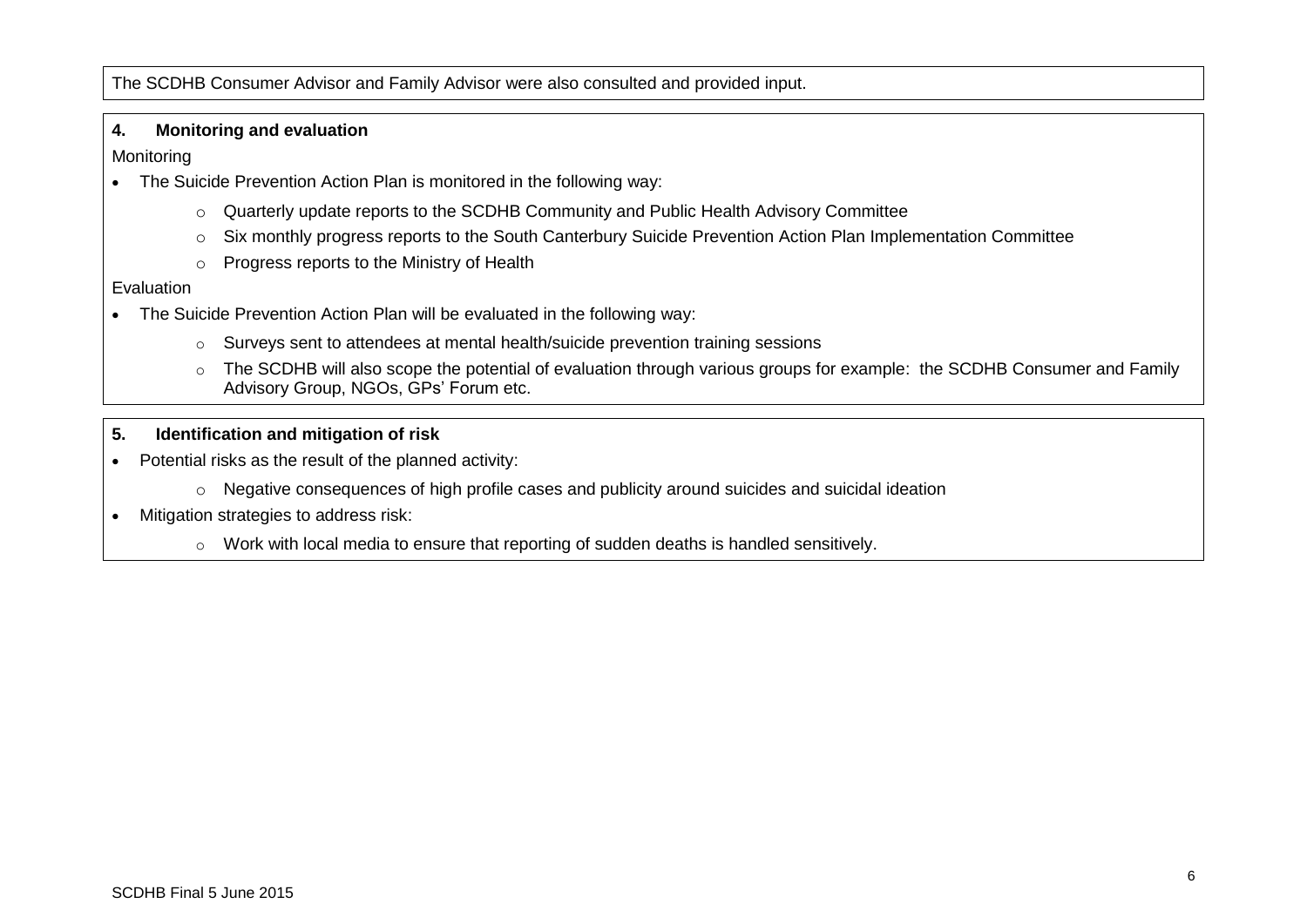The SCDHB Consumer Advisor and Family Advisor were also consulted and provided input.

## 4. Monitoring and evaluation

Monitoring

- The Suicide Prevention Action Plan is monitored in the following way:
  - Quarterly update reports to the SCDHB Community and Public Health Advisory Committee
  - Six monthly progress reports to the South Canterbury Suicide Prevention Action Plan Implementation Committee
  - Progress reports to the Ministry of Health

Evaluation

- The Suicide Prevention Action Plan will be evaluated in the following way:
  - Surveys sent to attendees at mental health/suicide prevention training sessions
  - The SCDHB will also scope the potential of evaluation through various groups for example: the SCDHB Consumer and Family Advisory Group, NGOs, GPs' Forum etc.

## 5. Identification and mitigation of risk

- Potential risks as the result of the planned activity:
  - Negative consequences of high profile cases and publicity around suicides and suicidal ideation
- Mitigation strategies to address risk:
  - Work with local media to ensure that reporting of sudden deaths is handled sensitively.

SCDHB Final 5 June 2015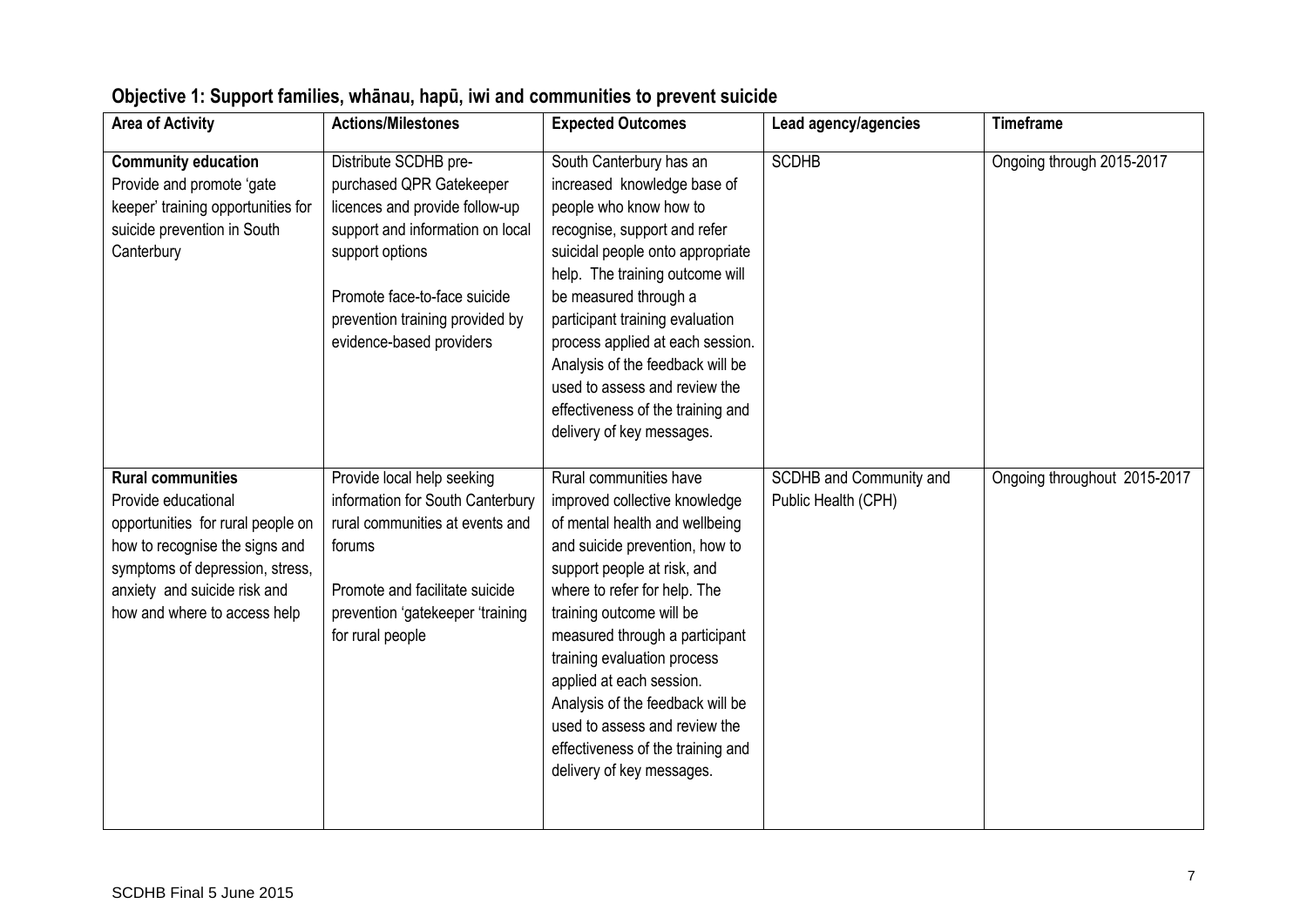## Objective 1: Support families, whānau, hapū, iwi and communities to prevent suicide

| Area of Activity | Actions/Milestones | Expected Outcomes | Lead agency/agencies | Timeframe |
|---|---|---|---|---|
| **Community education**<br>Provide and promote 'gate keeper' training opportunities for suicide prevention in South Canterbury | Distribute SCDHB pre-purchased QPR Gatekeeper licences and provide follow-up support and information on local support options<br><br>Promote face-to-face suicide prevention training provided by evidence-based providers | South Canterbury has an increased knowledge base of people who know how to recognise, support and refer suicidal people onto appropriate help. The training outcome will be measured through a participant training evaluation process applied at each session. Analysis of the feedback will be used to assess and review the effectiveness of the training and delivery of key messages. | SCDHB | Ongoing through 2015-2017 |
| **Rural communities**<br>Provide educational opportunities for rural people on how to recognise the signs and symptoms of depression, stress, anxiety and suicide risk and how and where to access help | Provide local help seeking information for South Canterbury rural communities at events and forums<br><br>Promote and facilitate suicide prevention 'gatekeeper 'training for rural people | Rural communities have improved collective knowledge of mental health and wellbeing and suicide prevention, how to support people at risk, and where to refer for help. The training outcome will be measured through a participant training evaluation process applied at each session. Analysis of the feedback will be used to assess and review the effectiveness of the training and delivery of key messages. | SCDHB and Community and Public Health (CPH) | Ongoing throughout 2015-2017 |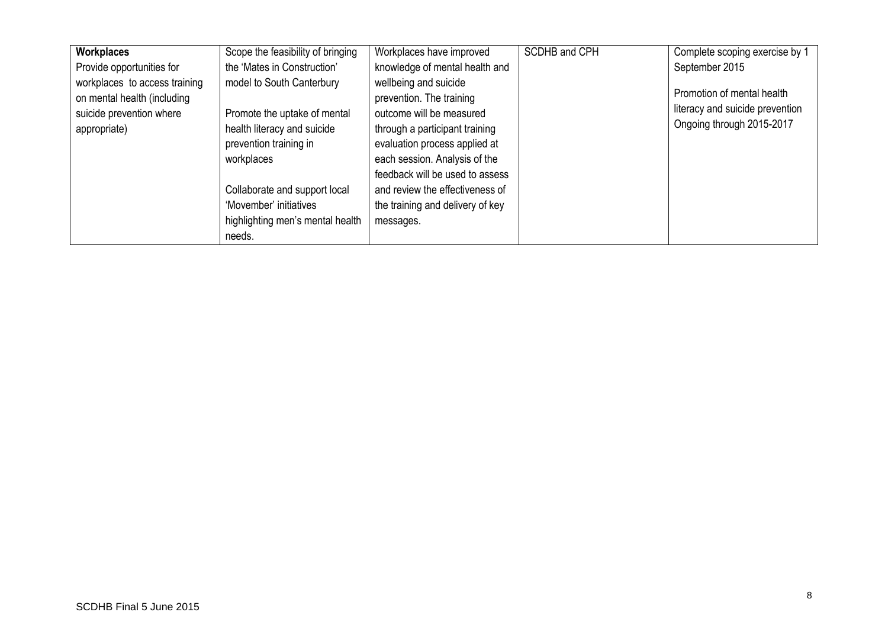| **Workplaces** Provide opportunities for workplaces to access training on mental health (including suicide prevention where appropriate) | Scope the feasibility of bringing the 'Mates in Construction' model to South Canterbury<br><br>Promote the uptake of mental health literacy and suicide prevention training in workplaces<br><br>Collaborate and support local 'Movember' initiatives highlighting men's mental health needs. | Workplaces have improved knowledge of mental health and wellbeing and suicide prevention. The training outcome will be measured through a participant training evaluation process applied at each session. Analysis of the feedback will be used to assess and review the effectiveness of the training and delivery of key messages. | SCDHB and CPH | Complete scoping exercise by 1 September 2015<br><br>Promotion of mental health literacy and suicide prevention Ongoing through 2015-2017 |
|---|---|---|---|---|

SCDHB Final 5 June 2015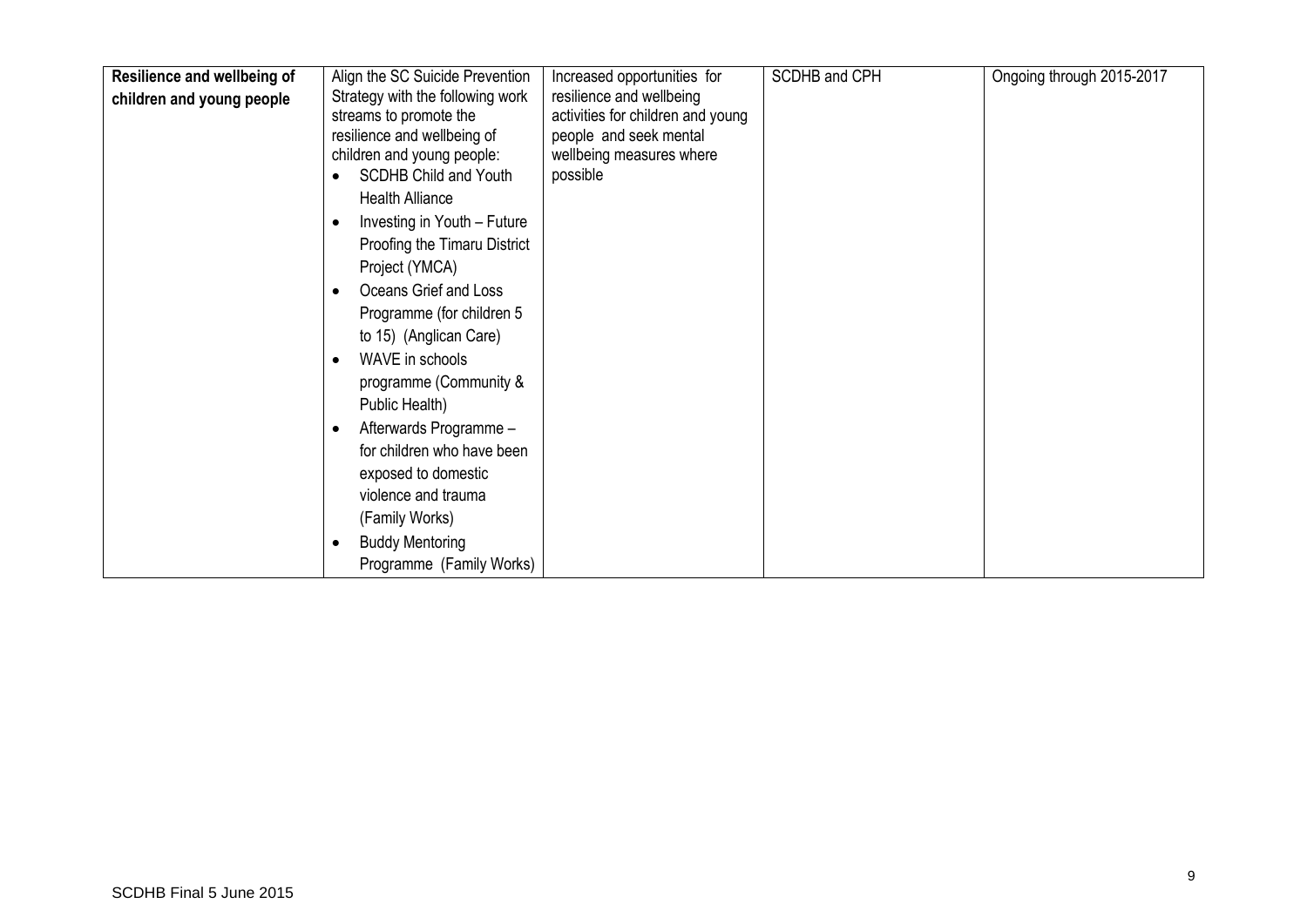| **Resilience and wellbeing of children and young people** | Align the SC Suicide Prevention Strategy with the following work streams to promote the resilience and wellbeing of children and young people:<br>• SCDHB Child and Youth Health Alliance<br>• Investing in Youth – Future Proofing the Timaru District Project (YMCA)<br>• Oceans Grief and Loss Programme (for children 5 to 15) (Anglican Care)<br>• WAVE in schools programme (Community & Public Health)<br>• Afterwards Programme – for children who have been exposed to domestic violence and trauma (Family Works)<br>• Buddy Mentoring Programme (Family Works) | Increased opportunities for resilience and wellbeing activities for children and young people and seek mental wellbeing measures where possible | SCDHB and CPH | Ongoing through 2015-2017 |
|---|---|---|---|---|

SCDHB Final 5 June 2015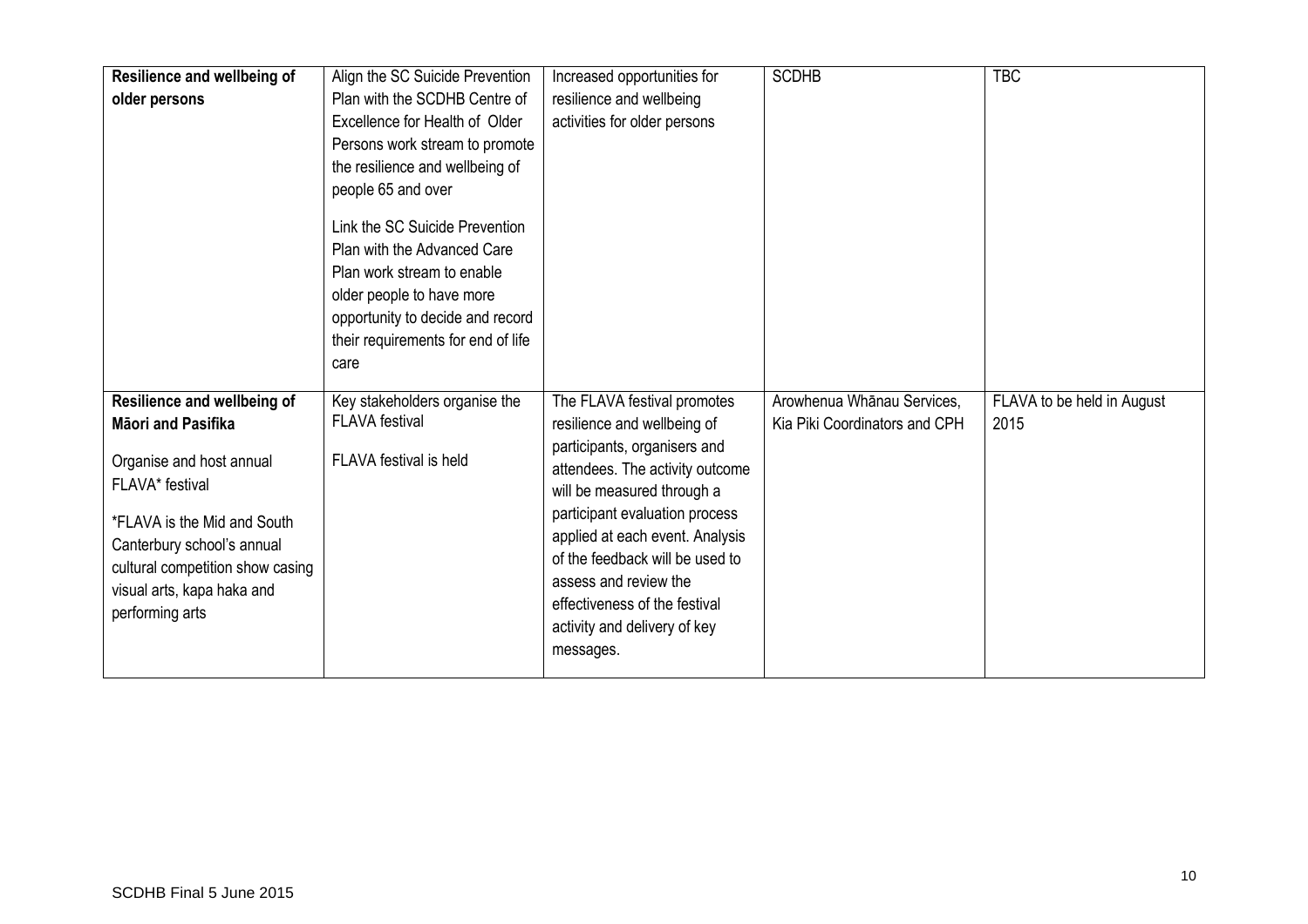| | | | | |
|---|---|---|---|---|
| **Resilience and wellbeing of older persons** | Align the SC Suicide Prevention Plan with the SCDHB Centre of Excellence for Health of Older Persons work stream to promote the resilience and wellbeing of people 65 and over<br><br>Link the SC Suicide Prevention Plan with the Advanced Care Plan work stream to enable older people to have more opportunity to decide and record their requirements for end of life care | Increased opportunities for resilience and wellbeing activities for older persons | SCDHB | TBC |
| **Resilience and wellbeing of Māori and Pasifika**<br><br>Organise and host annual FLAVA* festival<br><br>*FLAVA is the Mid and South Canterbury school's annual cultural competition show casing visual arts, kapa haka and performing arts | Key stakeholders organise the FLAVA festival<br><br>FLAVA festival is held | The FLAVA festival promotes resilience and wellbeing of participants, organisers and attendees. The activity outcome will be measured through a participant evaluation process applied at each event. Analysis of the feedback will be used to assess and review the effectiveness of the festival activity and delivery of key messages. | Arowhenua Whānau Services, Kia Piki Coordinators and CPH | FLAVA to be held in August 2015 |

SCDHB Final 5 June 2015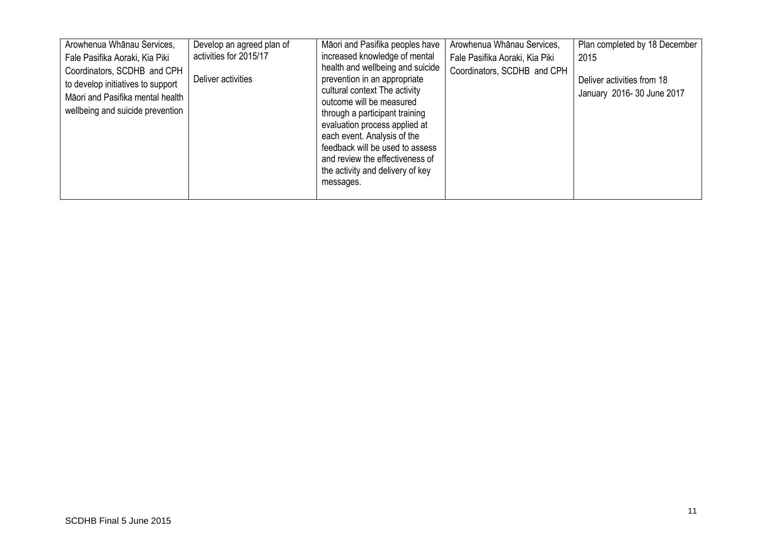| | | | | |
|---|---|---|---|---|
| Arowhenua Whānau Services, Fale Pasifika Aoraki, Kia Piki Coordinators, SCDHB and CPH to develop initiatives to support Māori and Pasifika mental health wellbeing and suicide prevention | Develop an agreed plan of activities for 2015/17<br><br>Deliver activities | Māori and Pasifika peoples have increased knowledge of mental health and wellbeing and suicide prevention in an appropriate cultural context The activity outcome will be measured through a participant training evaluation process applied at each event. Analysis of the feedback will be used to assess and review the effectiveness of the activity and delivery of key messages. | Arowhenua Whānau Services, Fale Pasifika Aoraki, Kia Piki Coordinators, SCDHB and CPH | Plan completed by 18 December 2015<br><br>Deliver activities from 18 January 2016- 30 June 2017 |

SCDHB Final 5 June 2015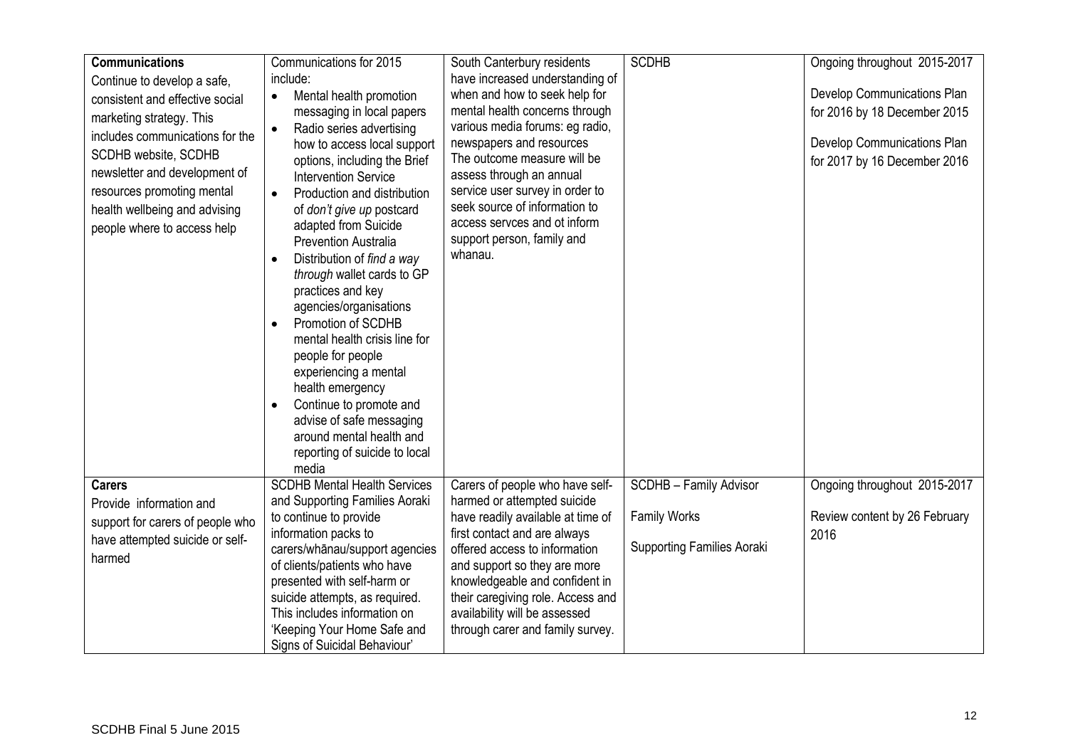| | | | | |
|---|---|---|---|---|
| **Communications**<br>Continue to develop a safe, consistent and effective social marketing strategy. This includes communications for the SCDHB website, SCDHB newsletter and development of resources promoting mental health wellbeing and advising people where to access help | Communications for 2015 include:<br>• Mental health promotion messaging in local papers<br>• Radio series advertising how to access local support options, including the Brief Intervention Service<br>• Production and distribution of *don't give up* postcard adapted from Suicide Prevention Australia<br>• Distribution of *find a way through* wallet cards to GP practices and key agencies/organisations<br>• Promotion of SCDHB mental health crisis line for people for people experiencing a mental health emergency<br>• Continue to promote and advise of safe messaging around mental health and reporting of suicide to local media | South Canterbury residents have increased understanding of when and how to seek help for mental health concerns through various media forums: eg radio, newspapers and resources The outcome measure will be assess through an annual service user survey in order to seek source of information to access servces and ot inform support person, family and whanau. | SCDHB | Ongoing throughout 2015-2017<br><br>Develop Communications Plan for 2016 by 18 December 2015<br><br>Develop Communications Plan for 2017 by 16 December 2016 |
| **Carers**<br>Provide information and support for carers of people who have attempted suicide or self-harmed | SCDHB Mental Health Services and Supporting Families Aoraki to continue to provide information packs to carers/whānau/support agencies of clients/patients who have presented with self-harm or suicide attempts, as required. This includes information on 'Keeping Your Home Safe and Signs of Suicidal Behaviour' | Carers of people who have self-harmed or attempted suicide have readily available at time of first contact and are always offered access to information and support so they are more knowledgeable and confident in their caregiving role. Access and availability will be assessed through carer and family survey. | SCDHB – Family Advisor<br><br>Family Works<br><br>Supporting Families Aoraki | Ongoing throughout 2015-2017<br><br>Review content by 26 February 2016 |

SCDHB Final 5 June 2015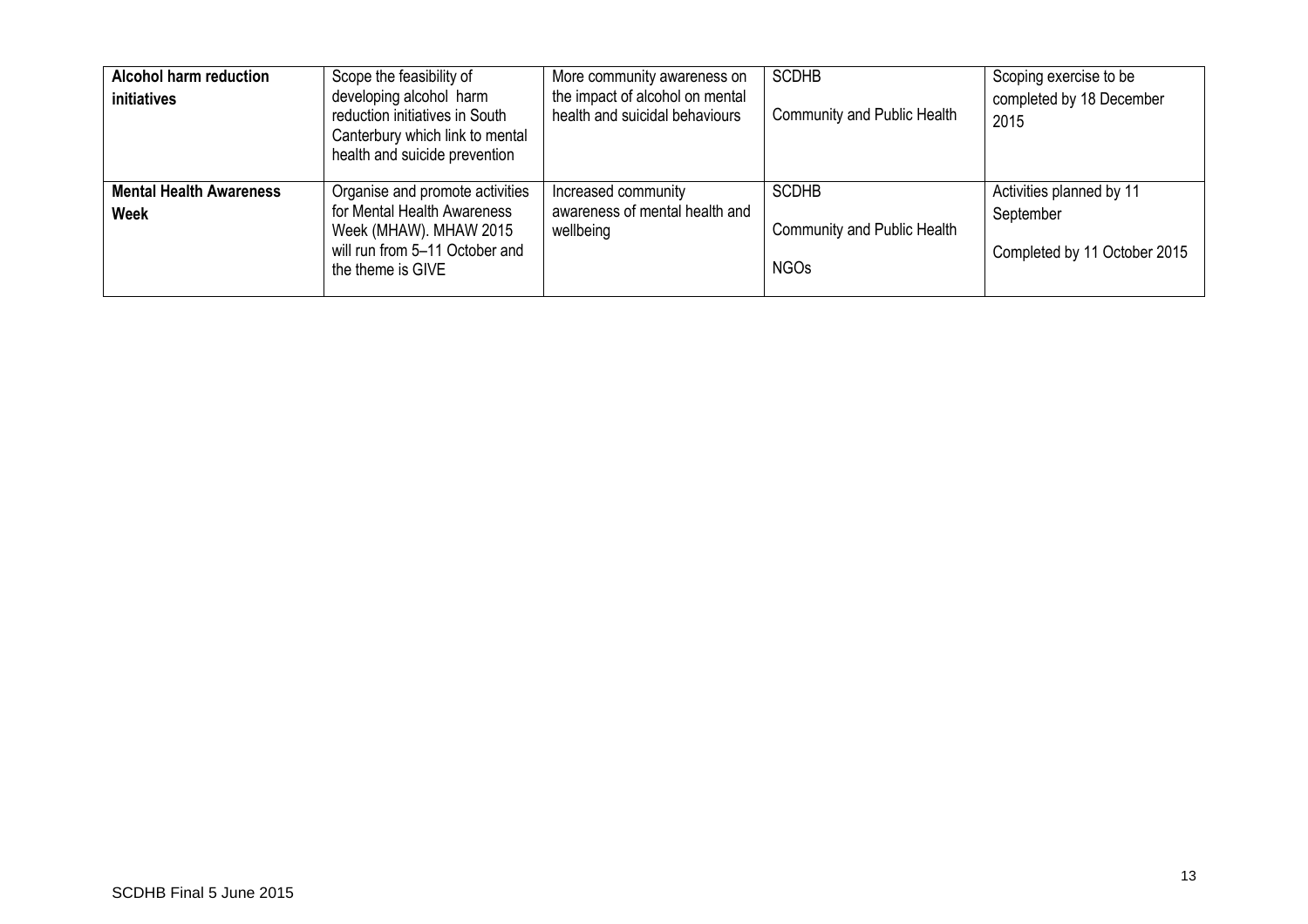| **Alcohol harm reduction initiatives** | Scope the feasibility of developing alcohol harm reduction initiatives in South Canterbury which link to mental health and suicide prevention | More community awareness on the impact of alcohol on mental health and suicidal behaviours | SCDHB<br><br>Community and Public Health | Scoping exercise to be completed by 18 December 2015 |
|---|---|---|---|---|
| **Mental Health Awareness Week** | Organise and promote activities for Mental Health Awareness Week (MHAW). MHAW 2015 will run from 5–11 October and the theme is GIVE | Increased community awareness of mental health and wellbeing | SCDHB<br><br>Community and Public Health<br><br>NGOs | Activities planned by 11 September<br><br>Completed by 11 October 2015 |

SCDHB Final 5 June 2015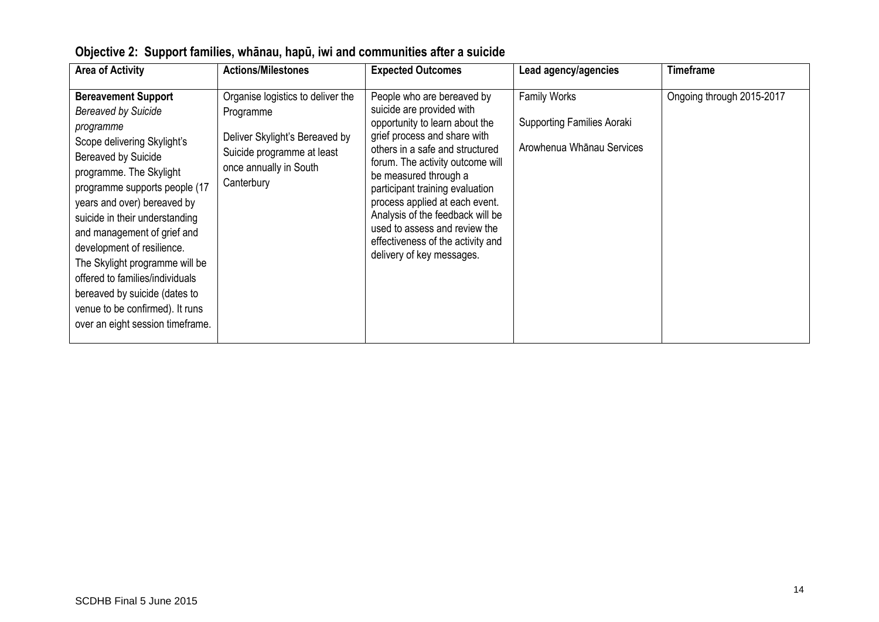## Objective 2: Support families, whānau, hapū, iwi and communities after a suicide

| Area of Activity | Actions/Milestones | Expected Outcomes | Lead agency/agencies | Timeframe |
|---|---|---|---|---|
| **Bereavement Support**<br>*Bereaved by Suicide programme*<br>Scope delivering Skylight's Bereaved by Suicide programme. The Skylight programme supports people (17 years and over) bereaved by suicide in their understanding and management of grief and development of resilience.<br>The Skylight programme will be offered to families/individuals bereaved by suicide (dates to venue to be confirmed). It runs over an eight session timeframe. | Organise logistics to deliver the Programme<br><br>Deliver Skylight's Bereaved by Suicide programme at least once annually in South Canterbury | People who are bereaved by suicide are provided with opportunity to learn about the grief process and share with others in a safe and structured forum. The activity outcome will be measured through a participant training evaluation process applied at each event. Analysis of the feedback will be used to assess and review the effectiveness of the activity and delivery of key messages. | Family Works<br><br>Supporting Families Aoraki<br><br>Arowhenua Whānau Services | Ongoing through 2015-2017 |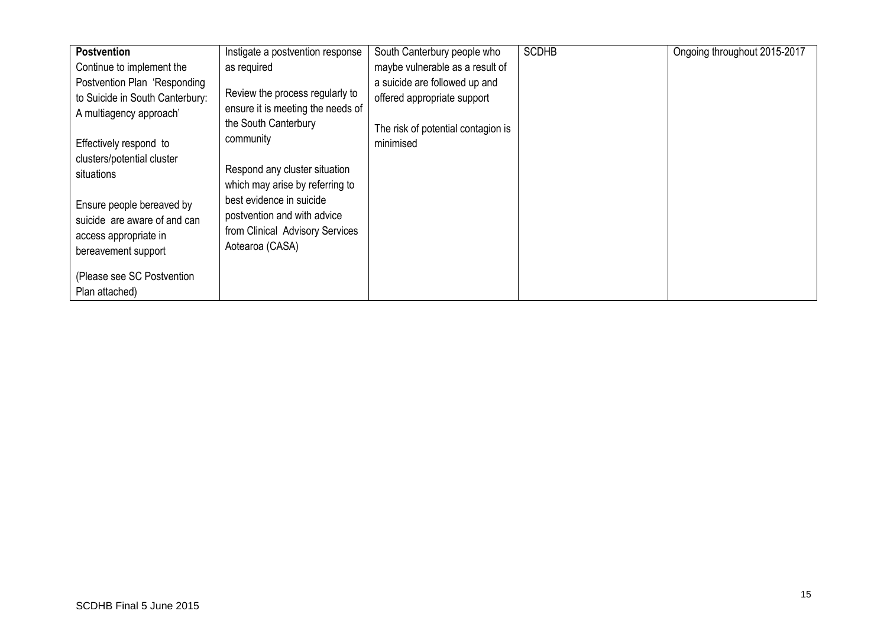| **Postvention**<br>Continue to implement the Postvention Plan 'Responding to Suicide in South Canterbury: A multiagency approach'<br><br>Effectively respond to clusters/potential cluster situations<br><br>Ensure people bereaved by suicide are aware of and can access appropriate in bereavement support<br><br>(Please see SC Postvention Plan attached) | Instigate a postvention response as required<br><br>Review the process regularly to ensure it is meeting the needs of the South Canterbury community<br><br>Respond any cluster situation which may arise by referring to best evidence in suicide postvention and with advice from Clinical Advisory Services Aotearoa (CASA) | South Canterbury people who maybe vulnerable as a result of a suicide are followed up and offered appropriate support<br><br>The risk of potential contagion is minimised | SCDHB | Ongoing throughout 2015-2017 |
|---|---|---|---|---|

SCDHB Final 5 June 2015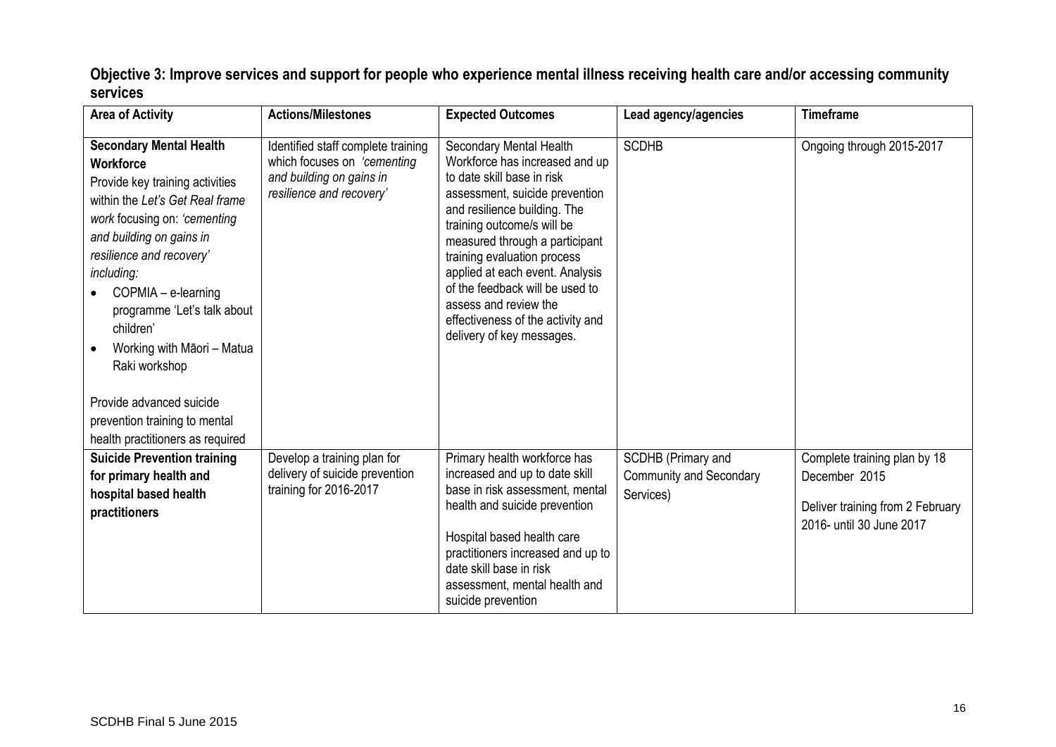## Objective 3: Improve services and support for people who experience mental illness receiving health care and/or accessing community services

| Area of Activity | Actions/Milestones | Expected Outcomes | Lead agency/agencies | Timeframe |
|---|---|---|---|---|
| **Secondary Mental Health Workforce**<br>Provide key training activities within the *Let's Get Real frame work* focusing on: *'cementing and building on gains in resilience and recovery' including:*<br>• COPMIA – e-learning programme 'Let's talk about children'<br>• Working with Māori – Matua Raki workshop<br><br>Provide advanced suicide prevention training to mental health practitioners as required | Identified staff complete training which focuses on *'cementing and building on gains in resilience and recovery'* | Secondary Mental Health Workforce has increased and up to date skill base in risk assessment, suicide prevention and resilience building. The training outcome/s will be measured through a participant training evaluation process applied at each event. Analysis of the feedback will be used to assess and review the effectiveness of the activity and delivery of key messages. | SCDHB | Ongoing through 2015-2017 |
| **Suicide Prevention training for primary health and hospital based health practitioners** | Develop a training plan for delivery of suicide prevention training for 2016-2017 | Primary health workforce has increased and up to date skill base in risk assessment, mental health and suicide prevention<br><br>Hospital based health care practitioners increased and up to date skill base in risk assessment, mental health and suicide prevention | SCDHB (Primary and Community and Secondary Services) | Complete training plan by 18 December 2015<br><br>Deliver training from 2 February 2016- until 30 June 2017 |

SCDHB Final 5 June 2015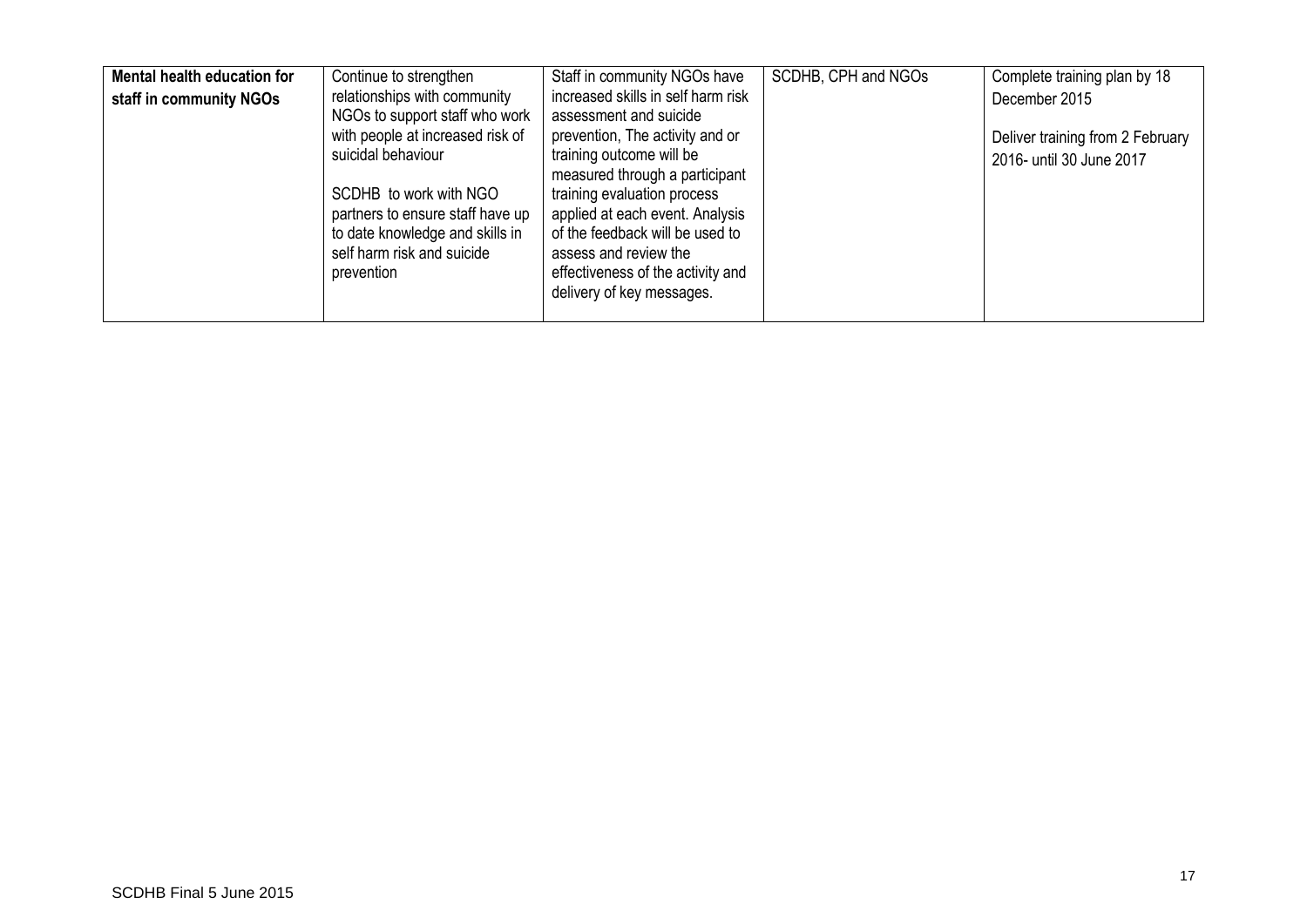| **Mental health education for staff in community NGOs** | Continue to strengthen relationships with community NGOs to support staff who work with people at increased risk of suicidal behaviour<br><br>SCDHB to work with NGO partners to ensure staff have up to date knowledge and skills in self harm risk and suicide prevention | Staff in community NGOs have increased skills in self harm risk assessment and suicide prevention, The activity and or training outcome will be measured through a participant training evaluation process applied at each event. Analysis of the feedback will be used to assess and review the effectiveness of the activity and delivery of key messages. | SCDHB, CPH and NGOs | Complete training plan by 18 December 2015<br><br>Deliver training from 2 February 2016- until 30 June 2017 |
|---|---|---|---|---|

SCDHB Final 5 June 2015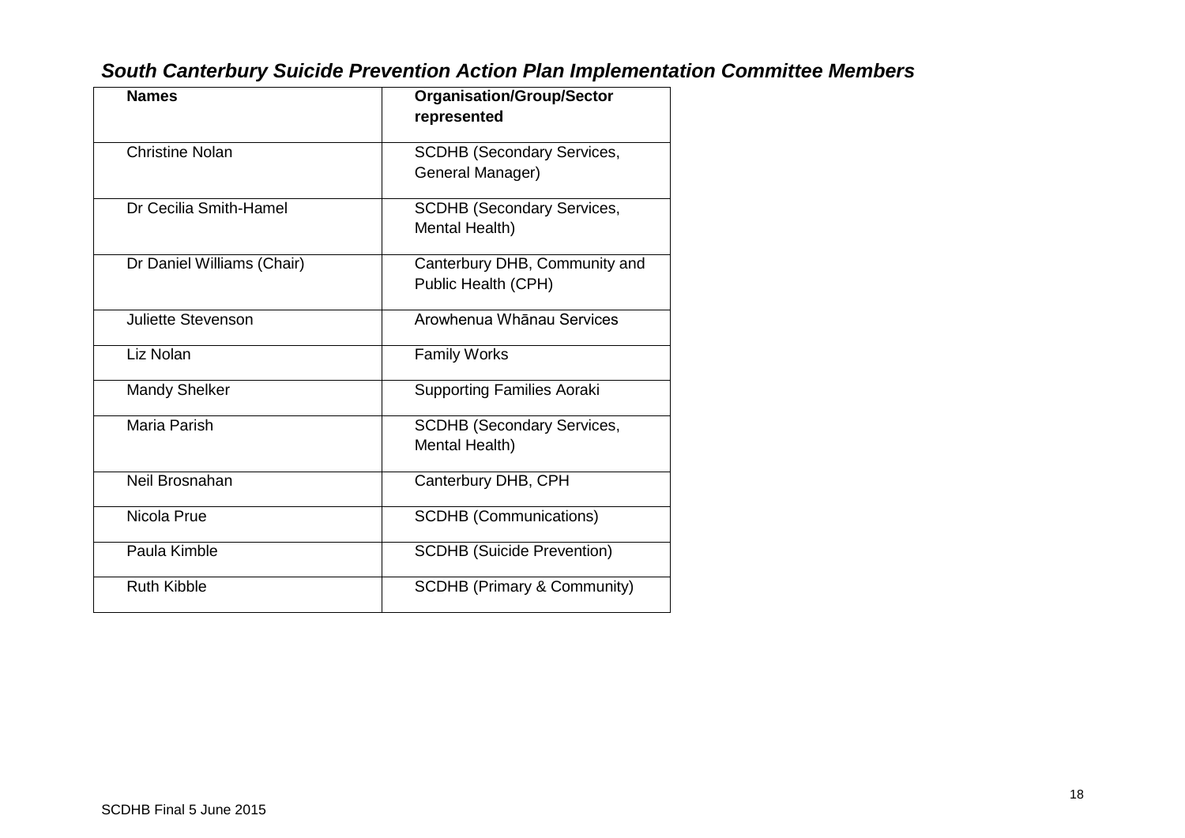## *South Canterbury Suicide Prevention Action Plan Implementation Committee Members*

| Names | Organisation/Group/Sector represented |
|---|---|
| Christine Nolan | SCDHB (Secondary Services, General Manager) |
| Dr Cecilia Smith-Hamel | SCDHB (Secondary Services, Mental Health) |
| Dr Daniel Williams (Chair) | Canterbury DHB, Community and Public Health (CPH) |
| Juliette Stevenson | Arowhenua Whānau Services |
| Liz Nolan | Family Works |
| Mandy Shelker | Supporting Families Aoraki |
| Maria Parish | SCDHB (Secondary Services, Mental Health) |
| Neil Brosnahan | Canterbury DHB, CPH |
| Nicola Prue | SCDHB (Communications) |
| Paula Kimble | SCDHB (Suicide Prevention) |
| Ruth Kibble | SCDHB (Primary & Community) |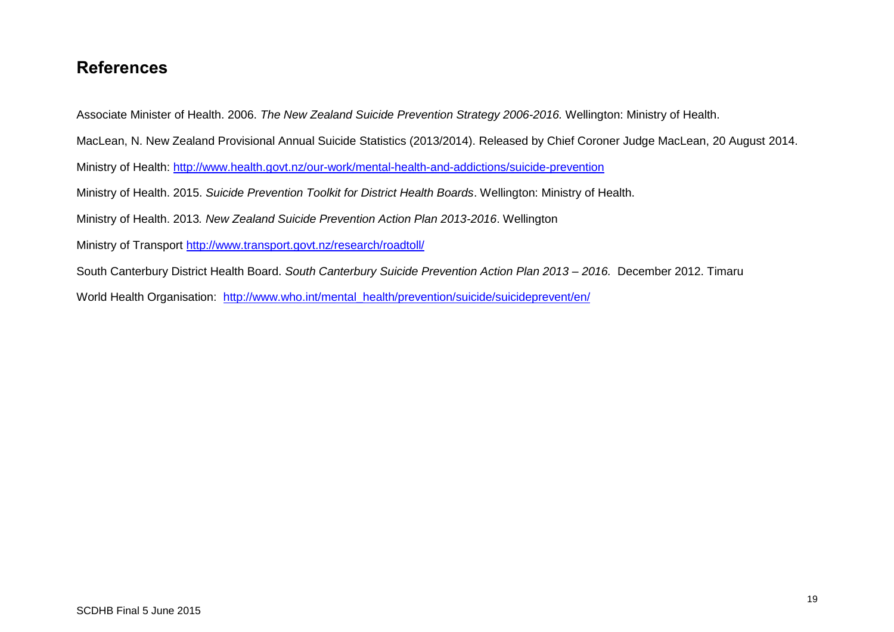## References

Associate Minister of Health. 2006. *The New Zealand Suicide Prevention Strategy 2006-2016.* Wellington: Ministry of Health.

MacLean, N. New Zealand Provisional Annual Suicide Statistics (2013/2014). Released by Chief Coroner Judge MacLean, 20 August 2014.

Ministry of Health: http://www.health.govt.nz/our-work/mental-health-and-addictions/suicide-prevention

Ministry of Health. 2015. *Suicide Prevention Toolkit for District Health Boards*. Wellington: Ministry of Health.

Ministry of Health. 2013*. New Zealand Suicide Prevention Action Plan 2013-2016*. Wellington

Ministry of Transport http://www.transport.govt.nz/research/roadtoll/

South Canterbury District Health Board. *South Canterbury Suicide Prevention Action Plan 2013 – 2016.* December 2012. Timaru

World Health Organisation: http://www.who.int/mental_health/prevention/suicide/suicideprevent/en/

SCDHB Final 5 June 2015